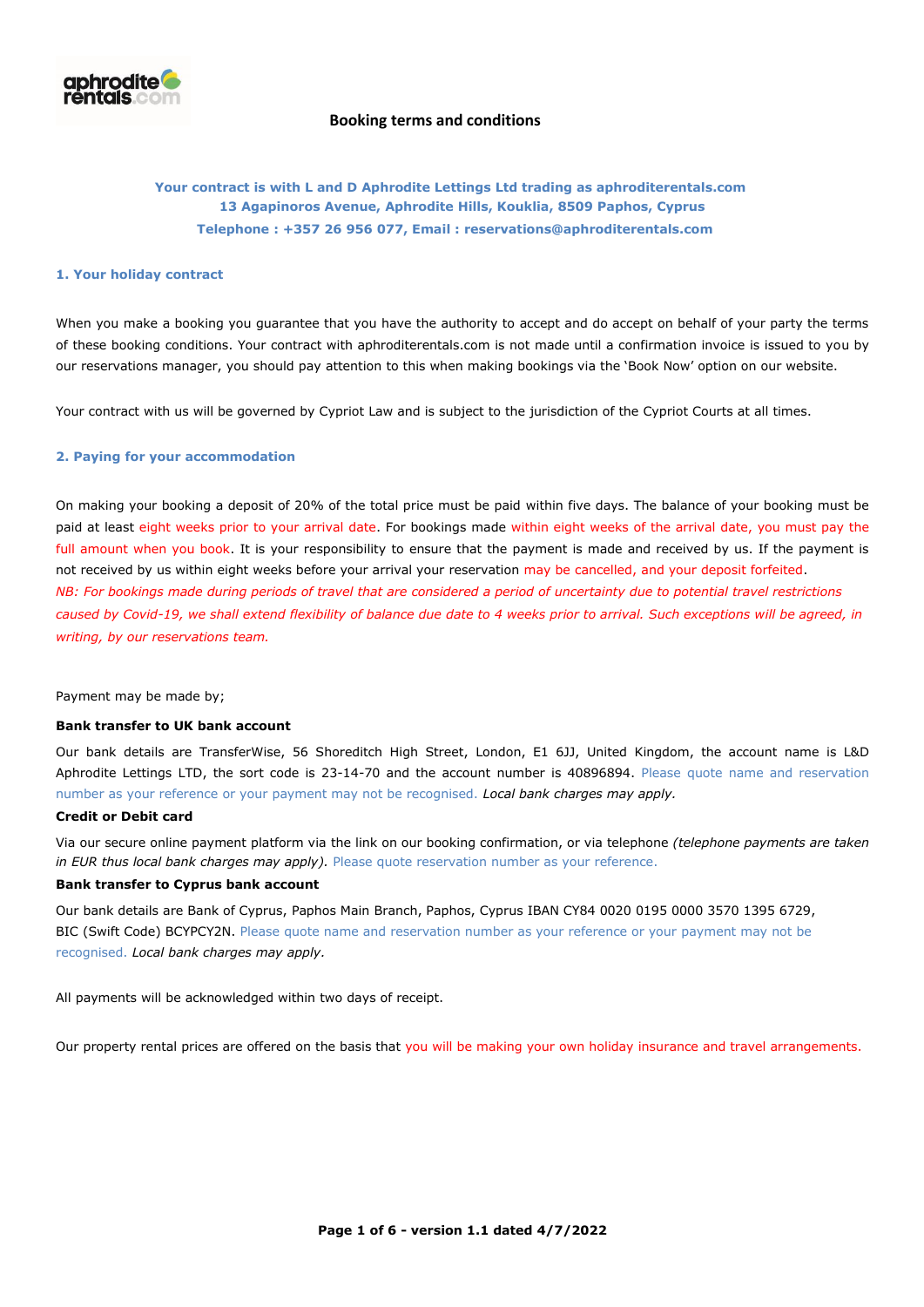# Booking terms and conditions

**Your contract is with L and D Aphrodite Lettings Ltd trading as aphroditerentals.com**
**13 Agapinoros Avenue, Aphrodite Hills, Kouklia, 8509 Paphos, Cyprus**
**Telephone : +357 26 956 077, Email : reservations@aphroditerentals.com**

## 1. Your holiday contract

When you make a booking you guarantee that you have the authority to accept and do accept on behalf of your party the terms of these booking conditions. Your contract with aphroditerentals.com is not made until a confirmation invoice is issued to you by our reservations manager, you should pay attention to this when making bookings via the 'Book Now' option on our website.

Your contract with us will be governed by Cypriot Law and is subject to the jurisdiction of the Cypriot Courts at all times.

## 2. Paying for your accommodation

On making your booking a deposit of 20% of the total price must be paid within five days. The balance of your booking must be paid at least eight weeks prior to your arrival date. For bookings made within eight weeks of the arrival date, you must pay the full amount when you book. It is your responsibility to ensure that the payment is made and received by us. If the payment is not received by us within eight weeks before your arrival your reservation may be cancelled, and your deposit forfeited.
*NB: For bookings made during periods of travel that are considered a period of uncertainty due to potential travel restrictions caused by Covid-19, we shall extend flexibility of balance due date to 4 weeks prior to arrival. Such exceptions will be agreed, in writing, by our reservations team.*

Payment may be made by;

**Bank transfer to UK bank account**

Our bank details are TransferWise, 56 Shoreditch High Street, London, E1 6JJ, United Kingdom, the account name is L&D Aphrodite Lettings LTD, the sort code is 23-14-70 and the account number is 40896894. Please quote name and reservation number as your reference or your payment may not be recognised. *Local bank charges may apply.*

**Credit or Debit card**

Via our secure online payment platform via the link on our booking confirmation, or via telephone *(telephone payments are taken in EUR thus local bank charges may apply)*. Please quote reservation number as your reference.

**Bank transfer to Cyprus bank account**

Our bank details are Bank of Cyprus, Paphos Main Branch, Paphos, Cyprus IBAN CY84 0020 0195 0000 3570 1395 6729, BIC (Swift Code) BCYPCY2N. Please quote name and reservation number as your reference or your payment may not be recognised. *Local bank charges may apply.*

All payments will be acknowledged within two days of receipt.

Our property rental prices are offered on the basis that you will be making your own holiday insurance and travel arrangements.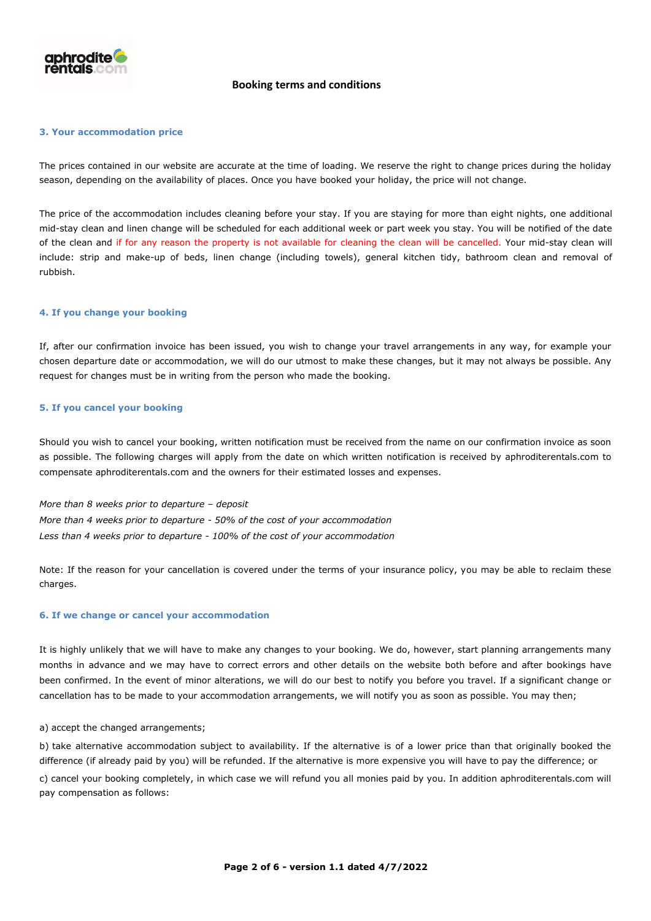## 3. Your accommodation price

The prices contained in our website are accurate at the time of loading. We reserve the right to change prices during the holiday season, depending on the availability of places. Once you have booked your holiday, the price will not change.

The price of the accommodation includes cleaning before your stay. If you are staying for more than eight nights, one additional mid-stay clean and linen change will be scheduled for each additional week or part week you stay. You will be notified of the date of the clean and if for any reason the property is not available for cleaning the clean will be cancelled. Your mid-stay clean will include: strip and make-up of beds, linen change (including towels), general kitchen tidy, bathroom clean and removal of rubbish.

## 4. If you change your booking

If, after our confirmation invoice has been issued, you wish to change your travel arrangements in any way, for example your chosen departure date or accommodation, we will do our utmost to make these changes, but it may not always be possible. Any request for changes must be in writing from the person who made the booking.

## 5. If you cancel your booking

Should you wish to cancel your booking, written notification must be received from the name on our confirmation invoice as soon as possible. The following charges will apply from the date on which written notification is received by aphroditerentals.com to compensate aphroditerentals.com and the owners for their estimated losses and expenses.

*More than 8 weeks prior to departure – deposit*
*More than 4 weeks prior to departure - 50% of the cost of your accommodation*
*Less than 4 weeks prior to departure - 100% of the cost of your accommodation*

Note: If the reason for your cancellation is covered under the terms of your insurance policy, you may be able to reclaim these charges.

## 6. If we change or cancel your accommodation

It is highly unlikely that we will have to make any changes to your booking. We do, however, start planning arrangements many months in advance and we may have to correct errors and other details on the website both before and after bookings have been confirmed. In the event of minor alterations, we will do our best to notify you before you travel. If a significant change or cancellation has to be made to your accommodation arrangements, we will notify you as soon as possible. You may then;

a) accept the changed arrangements;

b) take alternative accommodation subject to availability. If the alternative is of a lower price than that originally booked the difference (if already paid by you) will be refunded. If the alternative is more expensive you will have to pay the difference; or

c) cancel your booking completely, in which case we will refund you all monies paid by you. In addition aphroditerentals.com will pay compensation as follows: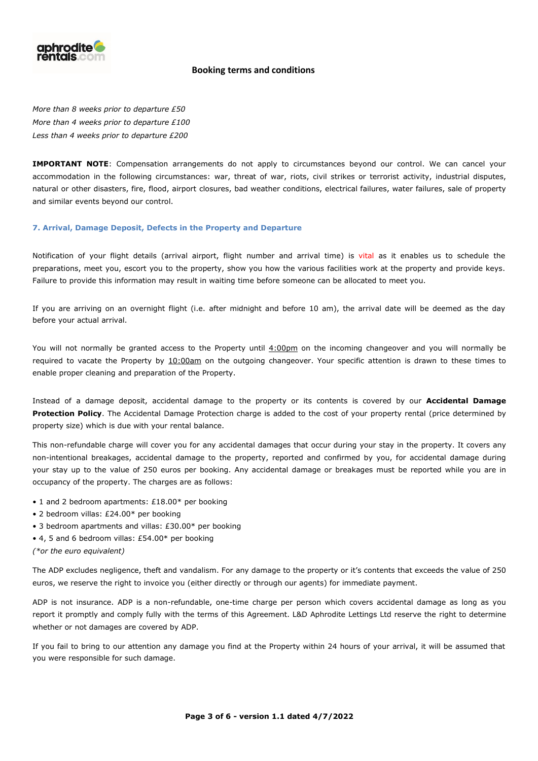*More than 8 weeks prior to departure £50*
*More than 4 weeks prior to departure £100*
*Less than 4 weeks prior to departure £200*

**IMPORTANT NOTE**: Compensation arrangements do not apply to circumstances beyond our control. We can cancel your accommodation in the following circumstances: war, threat of war, riots, civil strikes or terrorist activity, industrial disputes, natural or other disasters, fire, flood, airport closures, bad weather conditions, electrical failures, water failures, sale of property and similar events beyond our control.

### 7. Arrival, Damage Deposit, Defects in the Property and Departure

Notification of your flight details (arrival airport, flight number and arrival time) is vital as it enables us to schedule the preparations, meet you, escort you to the property, show you how the various facilities work at the property and provide keys. Failure to provide this information may result in waiting time before someone can be allocated to meet you.

If you are arriving on an overnight flight (i.e. after midnight and before 10 am), the arrival date will be deemed as the day before your actual arrival.

You will not normally be granted access to the Property until 4:00pm on the incoming changeover and you will normally be required to vacate the Property by 10:00am on the outgoing changeover. Your specific attention is drawn to these times to enable proper cleaning and preparation of the Property.

Instead of a damage deposit, accidental damage to the property or its contents is covered by our **Accidental Damage Protection Policy**. The Accidental Damage Protection charge is added to the cost of your property rental (price determined by property size) which is due with your rental balance.

This non-refundable charge will cover you for any accidental damages that occur during your stay in the property. It covers any non-intentional breakages, accidental damage to the property, reported and confirmed by you, for accidental damage during your stay up to the value of 250 euros per booking. Any accidental damage or breakages must be reported while you are in occupancy of the property. The charges are as follows:

- 1 and 2 bedroom apartments: £18.00* per booking
- 2 bedroom villas: £24.00* per booking
- 3 bedroom apartments and villas: £30.00* per booking
- 4, 5 and 6 bedroom villas: £54.00* per booking

*(*or the euro equivalent)*

The ADP excludes negligence, theft and vandalism. For any damage to the property or it's contents that exceeds the value of 250 euros, we reserve the right to invoice you (either directly or through our agents) for immediate payment.

ADP is not insurance. ADP is a non-refundable, one-time charge per person which covers accidental damage as long as you report it promptly and comply fully with the terms of this Agreement. L&D Aphrodite Lettings Ltd reserve the right to determine whether or not damages are covered by ADP.

If you fail to bring to our attention any damage you find at the Property within 24 hours of your arrival, it will be assumed that you were responsible for such damage.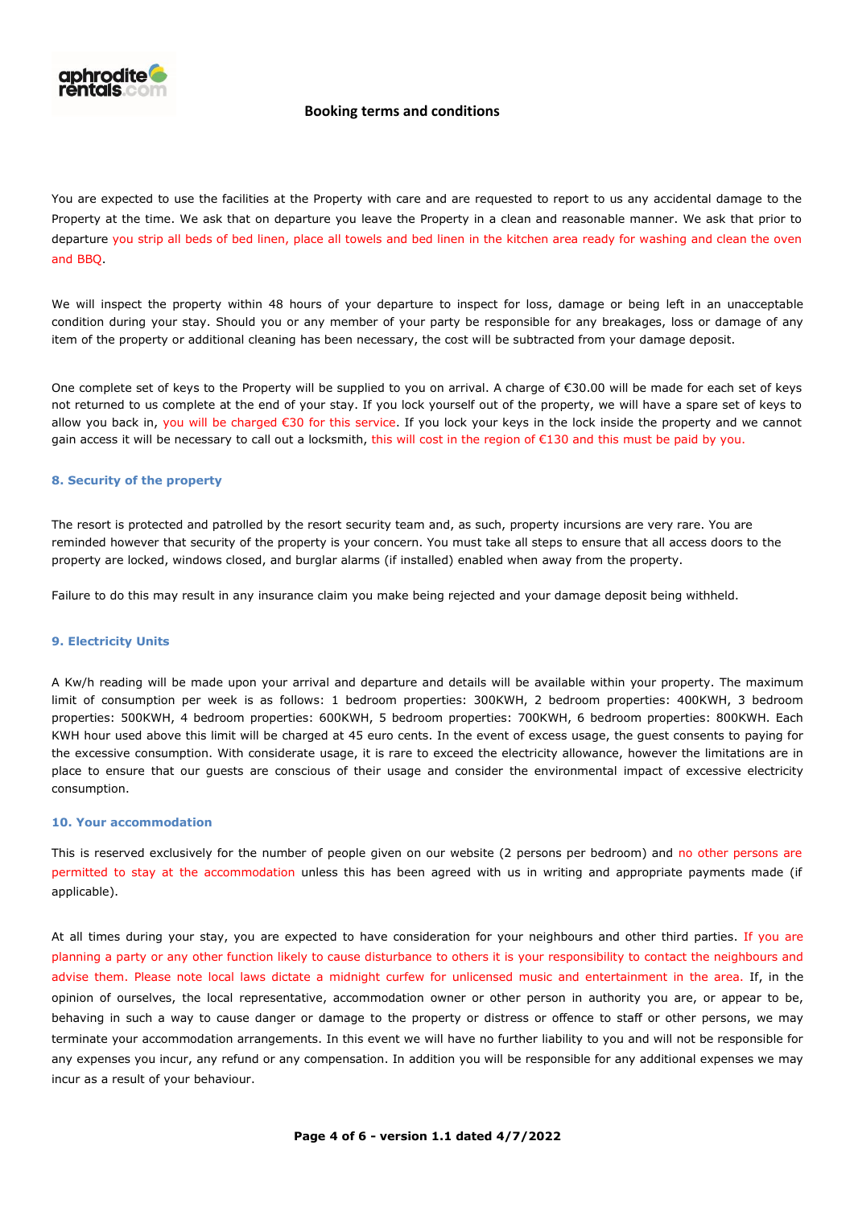You are expected to use the facilities at the Property with care and are requested to report to us any accidental damage to the Property at the time. We ask that on departure you leave the Property in a clean and reasonable manner. We ask that prior to departure you strip all beds of bed linen, place all towels and bed linen in the kitchen area ready for washing and clean the oven and BBQ.

We will inspect the property within 48 hours of your departure to inspect for loss, damage or being left in an unacceptable condition during your stay. Should you or any member of your party be responsible for any breakages, loss or damage of any item of the property or additional cleaning has been necessary, the cost will be subtracted from your damage deposit.

One complete set of keys to the Property will be supplied to you on arrival. A charge of €30.00 will be made for each set of keys not returned to us complete at the end of your stay. If you lock yourself out of the property, we will have a spare set of keys to allow you back in, you will be charged €30 for this service. If you lock your keys in the lock inside the property and we cannot gain access it will be necessary to call out a locksmith, this will cost in the region of €130 and this must be paid by you.

### 8. Security of the property

The resort is protected and patrolled by the resort security team and, as such, property incursions are very rare. You are reminded however that security of the property is your concern. You must take all steps to ensure that all access doors to the property are locked, windows closed, and burglar alarms (if installed) enabled when away from the property.

Failure to do this may result in any insurance claim you make being rejected and your damage deposit being withheld.

### 9. Electricity Units

A Kw/h reading will be made upon your arrival and departure and details will be available within your property. The maximum limit of consumption per week is as follows: 1 bedroom properties: 300KWH, 2 bedroom properties: 400KWH, 3 bedroom properties: 500KWH, 4 bedroom properties: 600KWH, 5 bedroom properties: 700KWH, 6 bedroom properties: 800KWH. Each KWH hour used above this limit will be charged at 45 euro cents. In the event of excess usage, the guest consents to paying for the excessive consumption. With considerate usage, it is rare to exceed the electricity allowance, however the limitations are in place to ensure that our guests are conscious of their usage and consider the environmental impact of excessive electricity consumption.

### 10. Your accommodation

This is reserved exclusively for the number of people given on our website (2 persons per bedroom) and no other persons are permitted to stay at the accommodation unless this has been agreed with us in writing and appropriate payments made (if applicable).

At all times during your stay, you are expected to have consideration for your neighbours and other third parties. If you are planning a party or any other function likely to cause disturbance to others it is your responsibility to contact the neighbours and advise them. Please note local laws dictate a midnight curfew for unlicensed music and entertainment in the area. If, in the opinion of ourselves, the local representative, accommodation owner or other person in authority you are, or appear to be, behaving in such a way to cause danger or damage to the property or distress or offence to staff or other persons, we may terminate your accommodation arrangements. In this event we will have no further liability to you and will not be responsible for any expenses you incur, any refund or any compensation. In addition you will be responsible for any additional expenses we may incur as a result of your behaviour.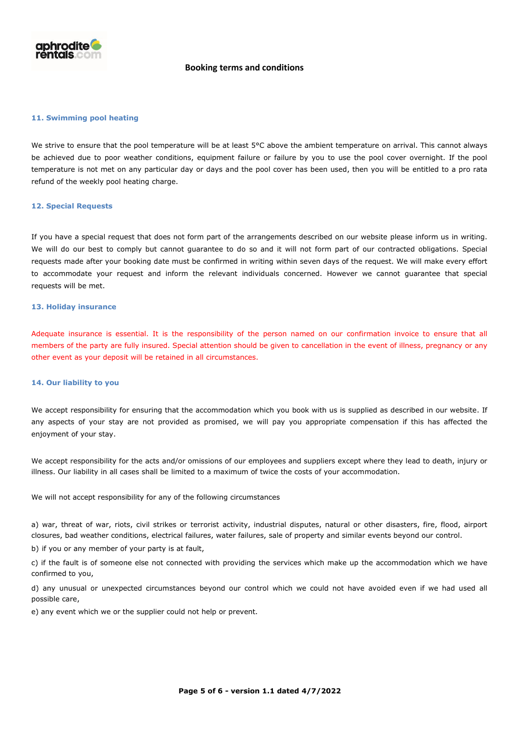## 11. Swimming pool heating

We strive to ensure that the pool temperature will be at least 5°C above the ambient temperature on arrival. This cannot always be achieved due to poor weather conditions, equipment failure or failure by you to use the pool cover overnight. If the pool temperature is not met on any particular day or days and the pool cover has been used, then you will be entitled to a pro rata refund of the weekly pool heating charge.

## 12. Special Requests

If you have a special request that does not form part of the arrangements described on our website please inform us in writing. We will do our best to comply but cannot guarantee to do so and it will not form part of our contracted obligations. Special requests made after your booking date must be confirmed in writing within seven days of the request. We will make every effort to accommodate your request and inform the relevant individuals concerned. However we cannot guarantee that special requests will be met.

## 13. Holiday insurance

Adequate insurance is essential. It is the responsibility of the person named on our confirmation invoice to ensure that all members of the party are fully insured. Special attention should be given to cancellation in the event of illness, pregnancy or any other event as your deposit will be retained in all circumstances.

## 14. Our liability to you

We accept responsibility for ensuring that the accommodation which you book with us is supplied as described in our website. If any aspects of your stay are not provided as promised, we will pay you appropriate compensation if this has affected the enjoyment of your stay.

We accept responsibility for the acts and/or omissions of our employees and suppliers except where they lead to death, injury or illness. Our liability in all cases shall be limited to a maximum of twice the costs of your accommodation.

We will not accept responsibility for any of the following circumstances

a) war, threat of war, riots, civil strikes or terrorist activity, industrial disputes, natural or other disasters, fire, flood, airport closures, bad weather conditions, electrical failures, water failures, sale of property and similar events beyond our control.

b) if you or any member of your party is at fault,

c) if the fault is of someone else not connected with providing the services which make up the accommodation which we have confirmed to you,

d) any unusual or unexpected circumstances beyond our control which we could not have avoided even if we had used all possible care,

e) any event which we or the supplier could not help or prevent.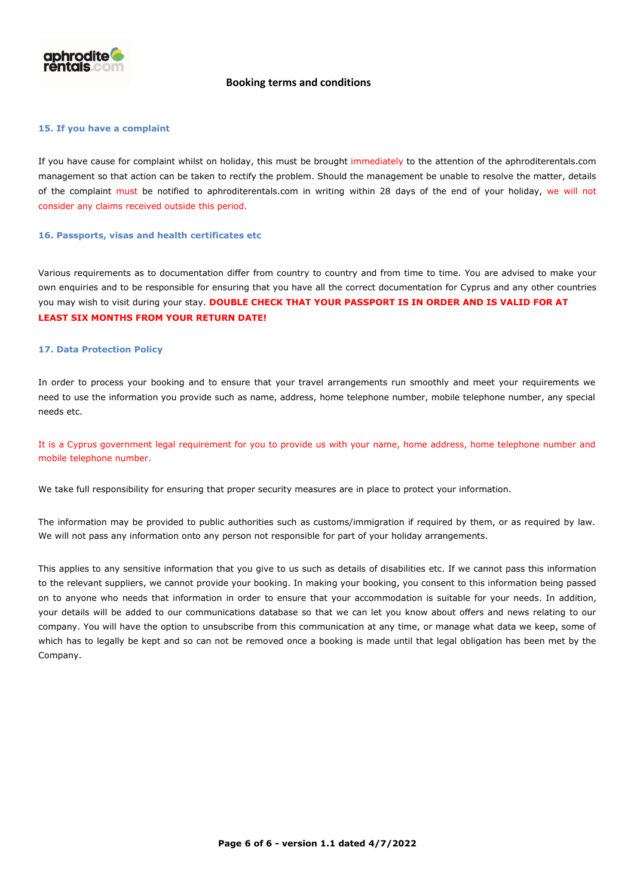## 15. If you have a complaint

If you have cause for complaint whilst on holiday, this must be brought immediately to the attention of the aphroditerentals.com management so that action can be taken to rectify the problem. Should the management be unable to resolve the matter, details of the complaint must be notified to aphroditerentals.com in writing within 28 days of the end of your holiday, we will not consider any claims received outside this period.

## 16. Passports, visas and health certificates etc

Various requirements as to documentation differ from country to country and from time to time. You are advised to make your own enquiries and to be responsible for ensuring that you have all the correct documentation for Cyprus and any other countries you may wish to visit during your stay. **DOUBLE CHECK THAT YOUR PASSPORT IS IN ORDER AND IS VALID FOR AT LEAST SIX MONTHS FROM YOUR RETURN DATE!**

## 17. Data Protection Policy

In order to process your booking and to ensure that your travel arrangements run smoothly and meet your requirements we need to use the information you provide such as name, address, home telephone number, mobile telephone number, any special needs etc.

It is a Cyprus government legal requirement for you to provide us with your name, home address, home telephone number and mobile telephone number.

We take full responsibility for ensuring that proper security measures are in place to protect your information.

The information may be provided to public authorities such as customs/immigration if required by them, or as required by law. We will not pass any information onto any person not responsible for part of your holiday arrangements.

This applies to any sensitive information that you give to us such as details of disabilities etc. If we cannot pass this information to the relevant suppliers, we cannot provide your booking. In making your booking, you consent to this information being passed on to anyone who needs that information in order to ensure that your accommodation is suitable for your needs. In addition, your details will be added to our communications database so that we can let you know about offers and news relating to our company. You will have the option to unsubscribe from this communication at any time, or manage what data we keep, some of which has to legally be kept and so can not be removed once a booking is made until that legal obligation has been met by the Company.